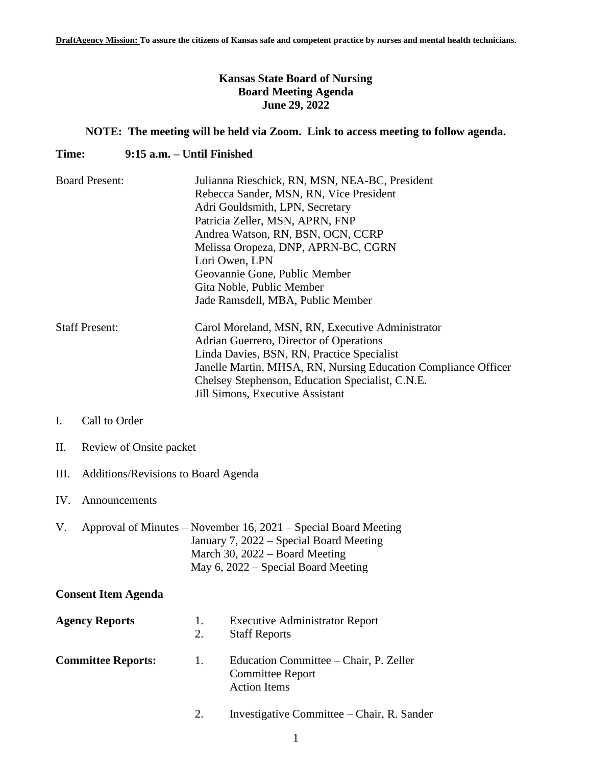**DraftAgency Mission: To assure the citizens of Kansas safe and competent practice by nurses and mental health technicians.**

# Kansas State Board of Nursing
## Board Meeting Agenda
### June 29, 2022

**NOTE: The meeting will be held via Zoom. Link to access meeting to follow agenda.**

**Time: 9:15 a.m. – Until Finished**

Board Present:
- Julianna Rieschick, RN, MSN, NEA-BC, President
- Rebecca Sander, MSN, RN, Vice President
- Adri Gouldsmith, LPN, Secretary
- Patricia Zeller, MSN, APRN, FNP
- Andrea Watson, RN, BSN, OCN, CCRP
- Melissa Oropeza, DNP, APRN-BC, CGRN
- Lori Owen, LPN
- Geovannie Gone, Public Member
- Gita Noble, Public Member
- Jade Ramsdell, MBA, Public Member

Staff Present:
- Carol Moreland, MSN, RN, Executive Administrator
- Adrian Guerrero, Director of Operations
- Linda Davies, BSN, RN, Practice Specialist
- Janelle Martin, MHSA, RN, Nursing Education Compliance Officer
- Chelsey Stephenson, Education Specialist, C.N.E.
- Jill Simons, Executive Assistant

I. Call to Order

II. Review of Onsite packet

III. Additions/Revisions to Board Agenda

IV. Announcements

V. Approval of Minutes – November 16, 2021 – Special Board Meeting
   January 7, 2022 – Special Board Meeting
   March 30, 2022 – Board Meeting
   May 6, 2022 – Special Board Meeting

**Consent Item Agenda**

**Agency Reports**
1. Executive Administrator Report
2. Staff Reports

**Committee Reports:**
1. Education Committee – Chair, P. Zeller
   Committee Report
   Action Items

2. Investigative Committee – Chair, R. Sander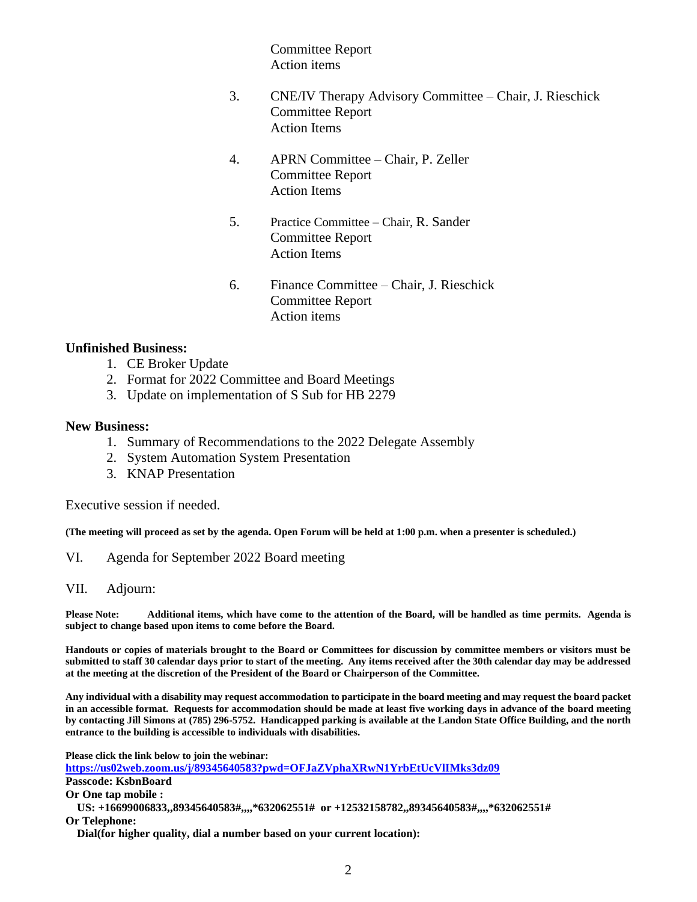Committee Report
Action items

3. CNE/IV Therapy Advisory Committee – Chair, J. Rieschick
   Committee Report
   Action Items

4. APRN Committee – Chair, P. Zeller
   Committee Report
   Action Items

5. Practice Committee – Chair, R. Sander
   Committee Report
   Action Items

6. Finance Committee – Chair, J. Rieschick
   Committee Report
   Action items

**Unfinished Business:**

1. CE Broker Update
2. Format for 2022 Committee and Board Meetings
3. Update on implementation of S Sub for HB 2279

**New Business:**

1. Summary of Recommendations to the 2022 Delegate Assembly
2. System Automation System Presentation
3. KNAP Presentation

Executive session if needed.

**(The meeting will proceed as set by the agenda. Open Forum will be held at 1:00 p.m. when a presenter is scheduled.)**

VI. Agenda for September 2022 Board meeting

VII. Adjourn:

**Please Note: Additional items, which have come to the attention of the Board, will be handled as time permits. Agenda is subject to change based upon items to come before the Board.**

**Handouts or copies of materials brought to the Board or Committees for discussion by committee members or visitors must be submitted to staff 30 calendar days prior to start of the meeting. Any items received after the 30th calendar day may be addressed at the meeting at the discretion of the President of the Board or Chairperson of the Committee.**

**Any individual with a disability may request accommodation to participate in the board meeting and may request the board packet in an accessible format. Requests for accommodation should be made at least five working days in advance of the board meeting by contacting Jill Simons at (785) 296-5752. Handicapped parking is available at the Landon State Office Building, and the north entrance to the building is accessible to individuals with disabilities.**

**Please click the link below to join the webinar:**
**https://us02web.zoom.us/j/89345640583?pwd=OFJaZVphaXRwN1YrbEtUcVlIMks3dz09**
**Passcode: KsbnBoard**
**Or One tap mobile :**
**US: +16699006833,,89345640583#,,,,*632062551# or +12532158782,,89345640583#,,,,*632062551#**
**Or Telephone:**
**Dial(for higher quality, dial a number based on your current location):**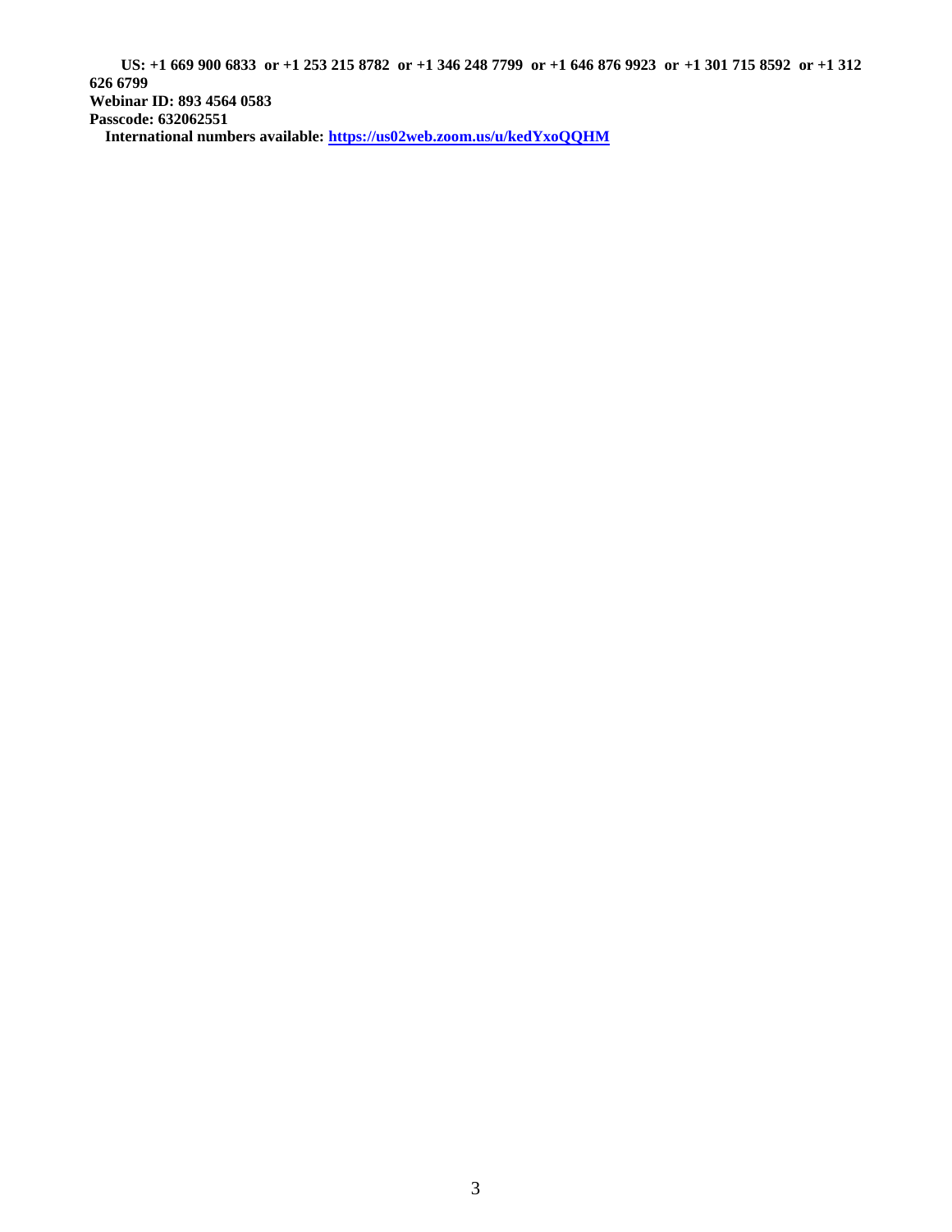**US: +1 669 900 6833 or +1 253 215 8782 or +1 346 248 7799 or +1 646 876 9923 or +1 301 715 8592 or +1 312 626 6799**
**Webinar ID: 893 4564 0583**
**Passcode: 632062551**
**International numbers available: [https://us02web.zoom.us/u/kedYxoQQHM](https://us02web.zoom.us/u/kedYxoQQHM)**